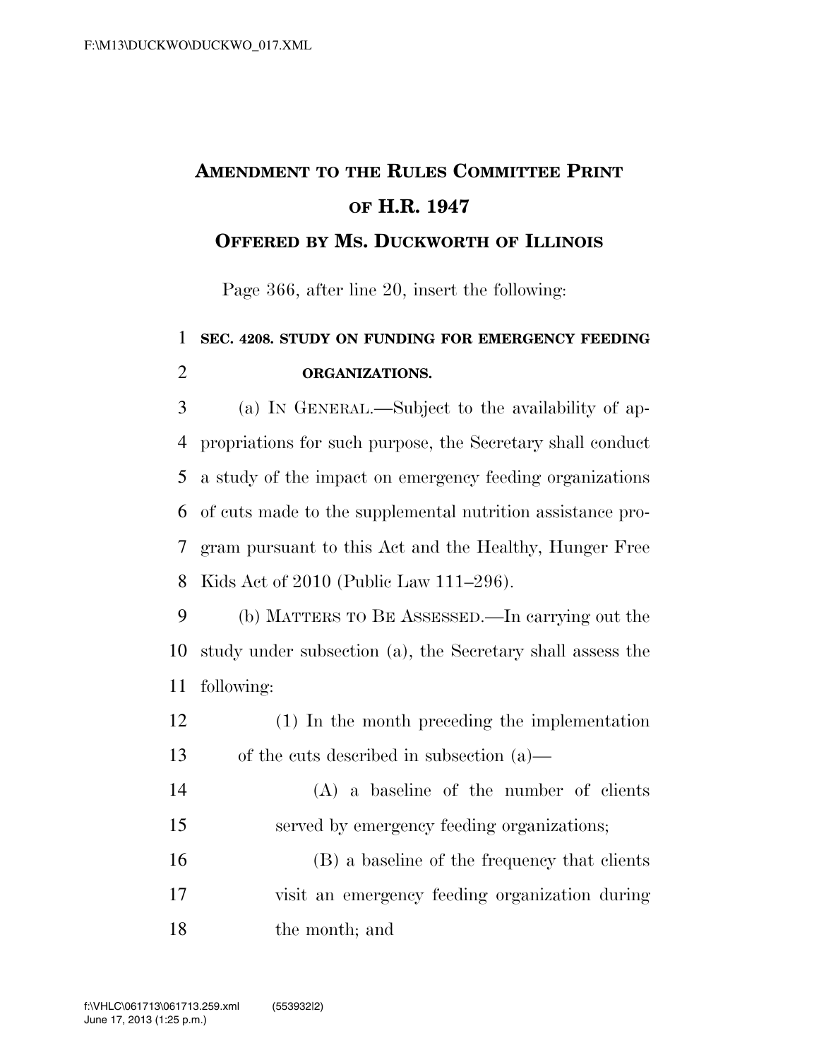# AMENDMENT TO THE RULES COMMITTEE PRINT OF H.R. 1947

## OFFERED BY MS. DUCKWORTH OF ILLINOIS

Page 366, after line 20, insert the following:

**SEC. 4208. STUDY ON FUNDING FOR EMERGENCY FEEDING ORGANIZATIONS.**

(a) IN GENERAL.—Subject to the availability of appropriations for such purpose, the Secretary shall conduct a study of the impact on emergency feeding organizations of cuts made to the supplemental nutrition assistance program pursuant to this Act and the Healthy, Hunger Free Kids Act of 2010 (Public Law 111–296).

(b) MATTERS TO BE ASSESSED.—In carrying out the study under subsection (a), the Secretary shall assess the following:

(1) In the month preceding the implementation of the cuts described in subsection (a)—

(A) a baseline of the number of clients served by emergency feeding organizations;

(B) a baseline of the frequency that clients visit an emergency feeding organization during the month; and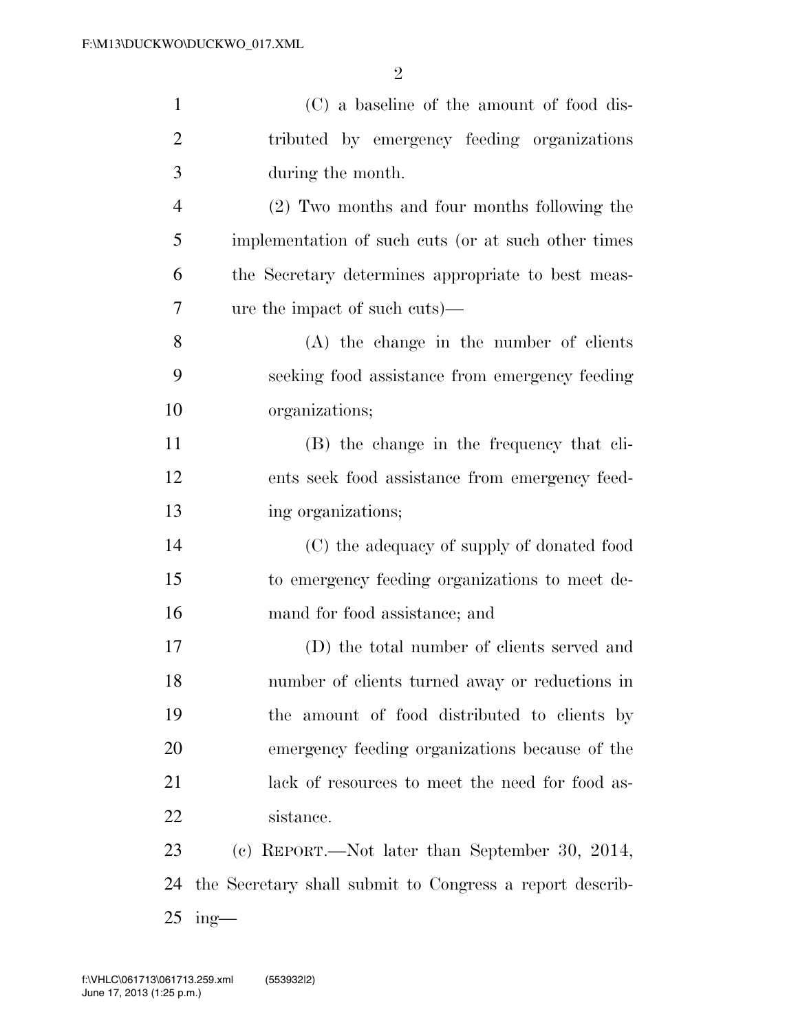(C) a baseline of the amount of food distributed by emergency feeding organizations during the month.

(2) Two months and four months following the implementation of such cuts (or at such other times the Secretary determines appropriate to best measure the impact of such cuts)—

(A) the change in the number of clients seeking food assistance from emergency feeding organizations;

(B) the change in the frequency that clients seek food assistance from emergency feeding organizations;

(C) the adequacy of supply of donated food to emergency feeding organizations to meet demand for food assistance; and

(D) the total number of clients served and number of clients turned away or reductions in the amount of food distributed to clients by emergency feeding organizations because of the lack of resources to meet the need for food assistance.

(c) REPORT.—Not later than September 30, 2014, the Secretary shall submit to Congress a report describing—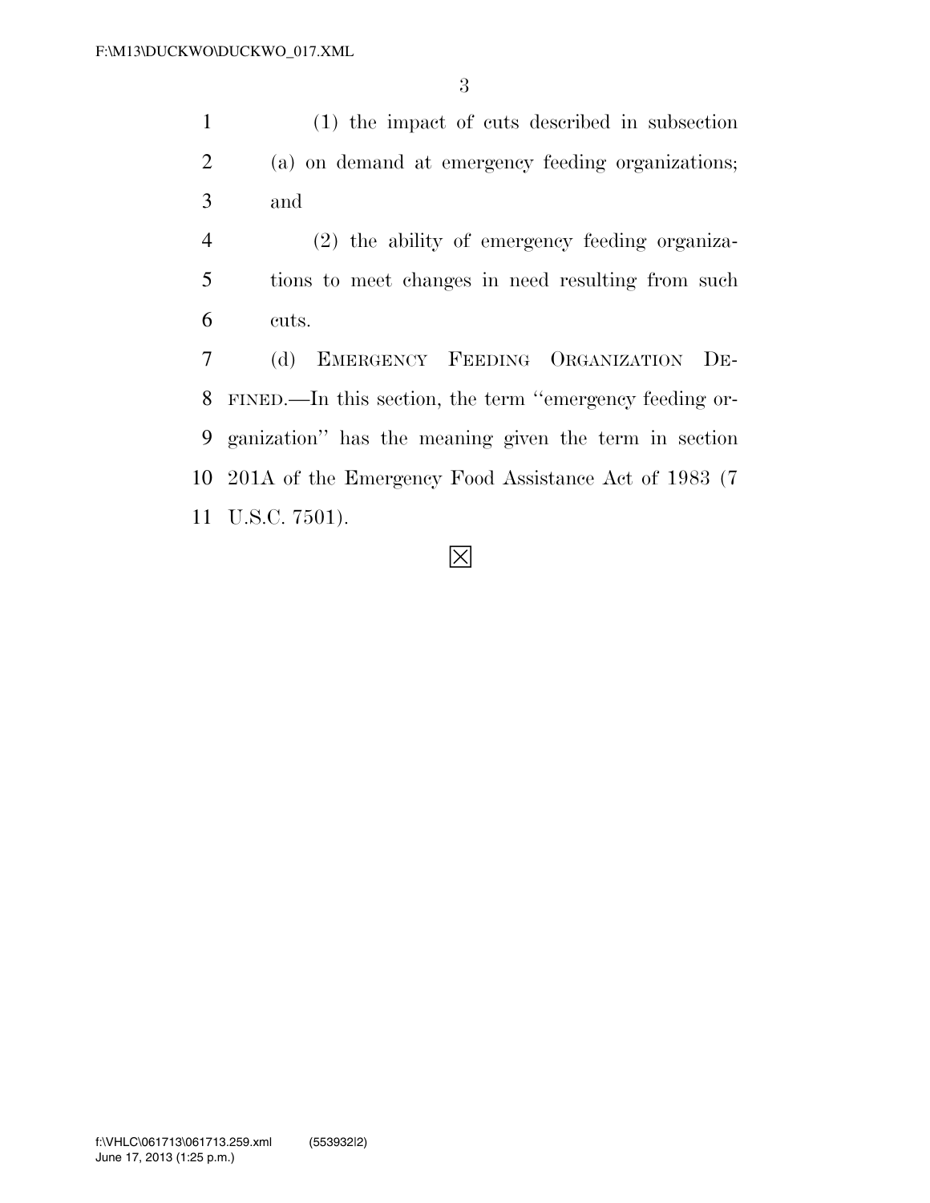(1) the impact of cuts described in subsection (a) on demand at emergency feeding organizations; and

(2) the ability of emergency feeding organizations to meet changes in need resulting from such cuts.

(d) EMERGENCY FEEDING ORGANIZATION DEFINED.—In this section, the term ''emergency feeding organization'' has the meaning given the term in section 201A of the Emergency Food Assistance Act of 1983 (7 U.S.C. 7501).